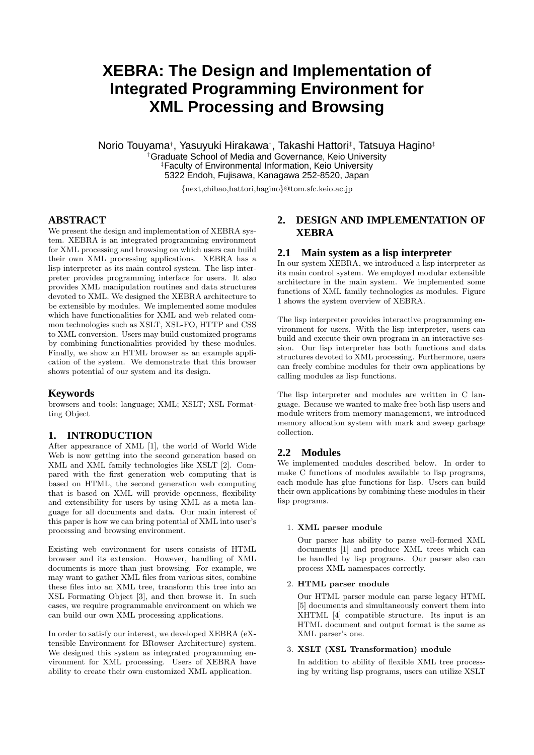# XEBRA: The Design and Implementation of Integrated Programming Environment for XML Processing and Browsing

Norio Touyama†, Yasuyuki Hirakawa†, Takashi Hattori‡, Tatsuya Hagino‡
†Graduate School of Media and Governance, Keio University
‡Faculty of Environmental Information, Keio University
5322 Endoh, Fujisawa, Kanagawa 252-8520, Japan

{next,chibao,hattori,hagino}@tom.sfc.keio.ac.jp

## ABSTRACT

We present the design and implementation of XEBRA system. XEBRA is an integrated programming environment for XML processing and browsing on which users can build their own XML processing applications. XEBRA has a lisp interpreter as its main control system. The lisp interpreter provides programming interface for users. It also provides XML manipulation routines and data structures devoted to XML. We designed the XEBRA architecture to be extensible by modules. We implemented some modules which have functionalities for XML and web related common technologies such as XSLT, XSL-FO, HTTP and CSS to XML conversion. Users may build customized programs by combining functionalities provided by these modules. Finally, we show an HTML browser as an example application of the system. We demonstrate that this browser shows potential of our system and its design.

### Keywords

browsers and tools; language; XML; XSLT; XSL Formatting Object

## 1. INTRODUCTION

After appearance of XML [1], the world of World Wide Web is now getting into the second generation based on XML and XML family technologies like XSLT [2]. Compared with the first generation web computing that is based on HTML, the second generation web computing that is based on XML will provide openness, flexibility and extensibility for users by using XML as a meta language for all documents and data. Our main interest of this paper is how we can bring potential of XML into user's processing and browsing environment.

Existing web environment for users consists of HTML browser and its extension. However, handling of XML documents is more than just browsing. For example, we may want to gather XML files from various sites, combine these files into an XML tree, transform this tree into an XSL Formating Object [3], and then browse it. In such cases, we require programmable environment on which we can build our own XML processing applications.

In order to satisfy our interest, we developed XEBRA (eXtensible Environment for BRowser Architecture) system. We designed this system as integrated programming environment for XML processing. Users of XEBRA have ability to create their own customized XML application.

## 2. DESIGN AND IMPLEMENTATION OF XEBRA

### 2.1 Main system as a lisp interpreter

In our system XEBRA, we introduced a lisp interpreter as its main control system. We employed modular extensible architecture in the main system. We implemented some functions of XML family technologies as modules. Figure 1 shows the system overview of XEBRA.

The lisp interpreter provides interactive programming environment for users. With the lisp interpreter, users can build and execute their own program in an interactive session. Our lisp interpreter has both functions and data structures devoted to XML processing. Furthermore, users can freely combine modules for their own applications by calling modules as lisp functions.

The lisp interpreter and modules are written in C language. Because we wanted to make free both lisp users and module writers from memory management, we introduced memory allocation system with mark and sweep garbage collection.

### 2.2 Modules

We implemented modules described below. In order to make C functions of modules available to lisp programs, each module has glue functions for lisp. Users can build their own applications by combining these modules in their lisp programs.

1. **XML parser module**

   Our parser has ability to parse well-formed XML documents [1] and produce XML trees which can be handled by lisp programs. Our parser also can process XML namespaces correctly.

2. **HTML parser module**

   Our HTML parser module can parse legacy HTML [5] documents and simultaneously convert them into XHTML [4] compatible structure. Its input is an HTML document and output format is the same as XML parser's one.

3. **XSLT (XSL Transformation) module**

   In addition to ability of flexible XML tree processing by writing lisp programs, users can utilize XSLT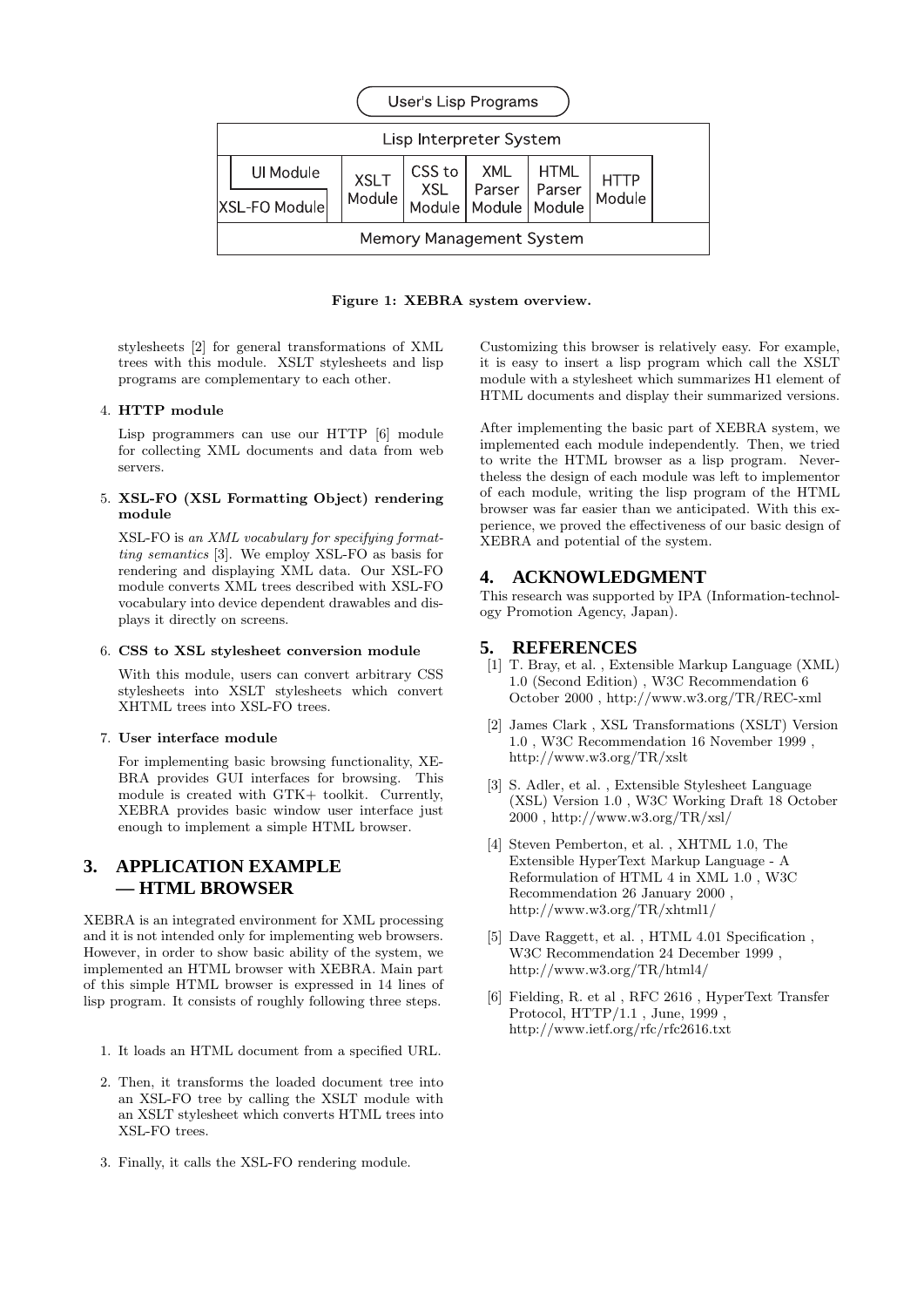User's Lisp Programs

Lisp Interpreter System

UI Module

XSL-FO Module

XSLT Module

CSS to XSL Module

XML Parser Module

HTML Parser Module

HTTP Module

Memory Management System

**Figure 1: XEBRA system overview.**

stylesheets [2] for general transformations of XML trees with this module. XSLT stylesheets and lisp programs are complementary to each other.

4. **HTTP module**

   Lisp programmers can use our HTTP [6] module for collecting XML documents and data from web servers.

5. **XSL-FO (XSL Formatting Object) rendering module**

   XSL-FO is *an XML vocabulary for specifying formatting semantics* [3]. We employ XSL-FO as basis for rendering and displaying XML data. Our XSL-FO module converts XML trees described with XSL-FO vocabulary into device dependent drawables and displays it directly on screens.

6. **CSS to XSL stylesheet conversion module**

   With this module, users can convert arbitrary CSS stylesheets into XSLT stylesheets which convert XHTML trees into XSL-FO trees.

7. **User interface module**

   For implementing basic browsing functionality, XEBRA provides GUI interfaces for browsing. This module is created with GTK+ toolkit. Currently, XEBRA provides basic window user interface just enough to implement a simple HTML browser.

## 3. APPLICATION EXAMPLE — HTML BROWSER

XEBRA is an integrated environment for XML processing and it is not intended only for implementing web browsers. However, in order to show basic ability of the system, we implemented an HTML browser with XEBRA. Main part of this simple HTML browser is expressed in 14 lines of lisp program. It consists of roughly following three steps.

1. It loads an HTML document from a specified URL.
2. Then, it transforms the loaded document tree into an XSL-FO tree by calling the XSLT module with an XSLT stylesheet which converts HTML trees into XSL-FO trees.
3. Finally, it calls the XSL-FO rendering module.

Customizing this browser is relatively easy. For example, it is easy to insert a lisp program which call the XSLT module with a stylesheet which summarizes H1 element of HTML documents and display their summarized versions.

After implementing the basic part of XEBRA system, we implemented each module independently. Then, we tried to write the HTML browser as a lisp program. Nevertheless the design of each module was left to implementor of each module, writing the lisp program of the HTML browser was far easier than we anticipated. With this experience, we proved the effectiveness of our basic design of XEBRA and potential of the system.

## 4. ACKNOWLEDGMENT

This research was supported by IPA (Information-technology Promotion Agency, Japan).

## 5. REFERENCES

[1] T. Bray, et al. , Extensible Markup Language (XML) 1.0 (Second Edition) , W3C Recommendation 6 October 2000 , http://www.w3.org/TR/REC-xml

[2] James Clark , XSL Transformations (XSLT) Version 1.0 , W3C Recommendation 16 November 1999 , http://www.w3.org/TR/xslt

[3] S. Adler, et al. , Extensible Stylesheet Language (XSL) Version 1.0 , W3C Working Draft 18 October 2000 , http://www.w3.org/TR/xsl/

[4] Steven Pemberton, et al. , XHTML 1.0, The Extensible HyperText Markup Language - A Reformulation of HTML 4 in XML 1.0 , W3C Recommendation 26 January 2000 , http://www.w3.org/TR/xhtml1/

[5] Dave Raggett, et al. , HTML 4.01 Specification , W3C Recommendation 24 December 1999 , http://www.w3.org/TR/html4/

[6] Fielding, R. et al , RFC 2616 , HyperText Transfer Protocol, HTTP/1.1 , June, 1999 , http://www.ietf.org/rfc/rfc2616.txt